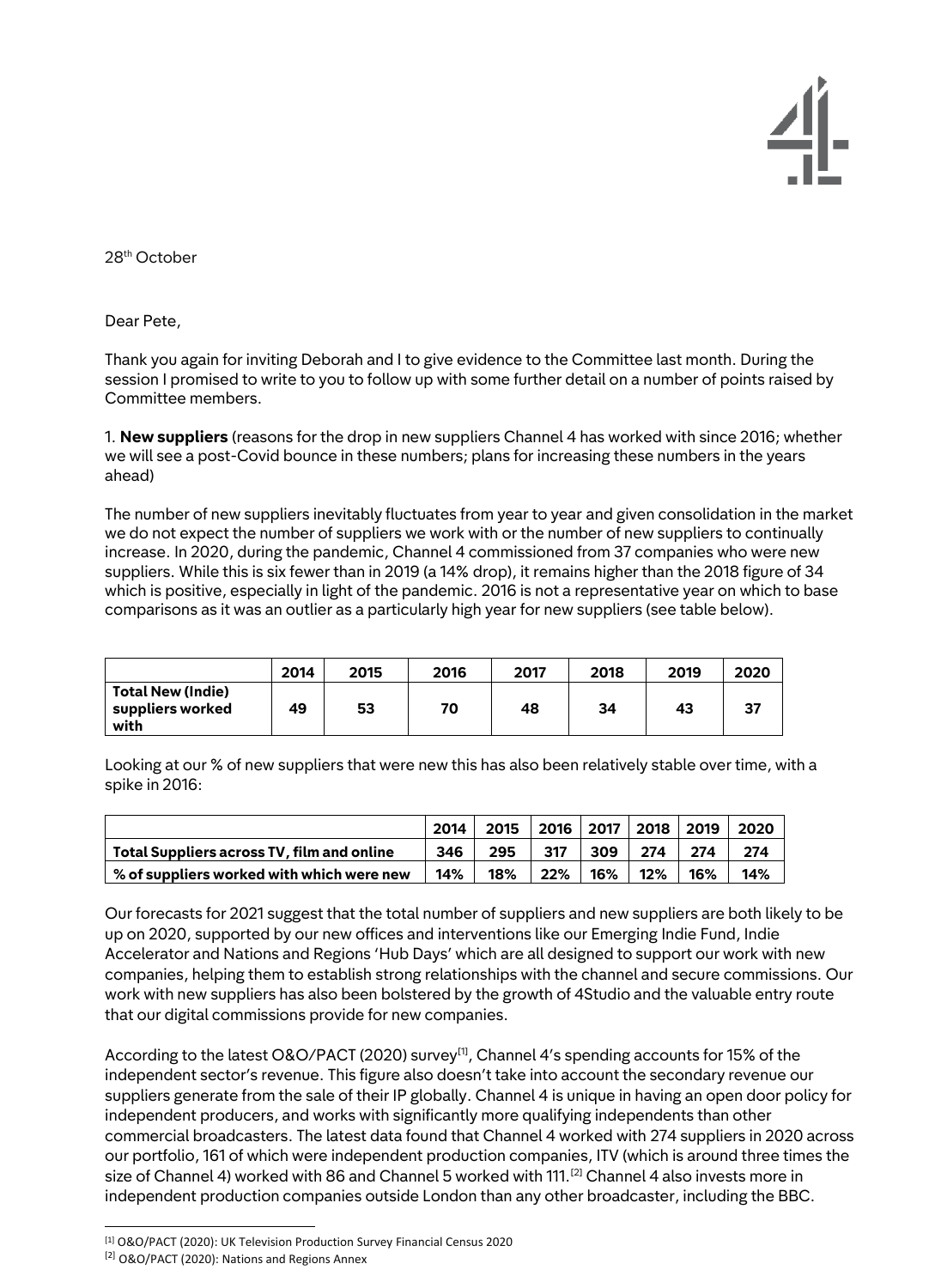28th October

Dear Pete,

Thank you again for inviting Deborah and I to give evidence to the Committee last month. During the session I promised to write to you to follow up with some further detail on a number of points raised by Committee members.

1. **New suppliers** (reasons for the drop in new suppliers Channel 4 has worked with since 2016; whether we will see a post-Covid bounce in these numbers; plans for increasing these numbers in the years ahead)

The number of new suppliers inevitably fluctuates from year to year and given consolidation in the market we do not expect the number of suppliers we work with or the number of new suppliers to continually increase. In 2020, during the pandemic, Channel 4 commissioned from 37 companies who were new suppliers. While this is six fewer than in 2019 (a 14% drop), it remains higher than the 2018 figure of 34 which is positive, especially in light of the pandemic. 2016 is not a representative year on which to base comparisons as it was an outlier as a particularly high year for new suppliers (see table below).

| | 2014 | 2015 | 2016 | 2017 | 2018 | 2019 | 2020 |
|---|---|---|---|---|---|---|---|
| **Total New (Indie) suppliers worked with** | **49** | **53** | **70** | **48** | **34** | **43** | **37** |

Looking at our % of new suppliers that were new this has also been relatively stable over time, with a spike in 2016:

| | 2014 | 2015 | 2016 | 2017 | 2018 | 2019 | 2020 |
|---|---|---|---|---|---|---|---|
| **Total Suppliers across TV, film and online** | **346** | **295** | **317** | **309** | **274** | **274** | **274** |
| **% of suppliers worked with which were new** | **14%** | **18%** | **22%** | **16%** | **12%** | **16%** | **14%** |

Our forecasts for 2021 suggest that the total number of suppliers and new suppliers are both likely to be up on 2020, supported by our new offices and interventions like our Emerging Indie Fund, Indie Accelerator and Nations and Regions 'Hub Days' which are all designed to support our work with new companies, helping them to establish strong relationships with the channel and secure commissions. Our work with new suppliers has also been bolstered by the growth of 4Studio and the valuable entry route that our digital commissions provide for new companies.

According to the latest O&O/PACT (2020) survey[1], Channel 4's spending accounts for 15% of the independent sector's revenue. This figure also doesn't take into account the secondary revenue our suppliers generate from the sale of their IP globally. Channel 4 is unique in having an open door policy for independent producers, and works with significantly more qualifying independents than other commercial broadcasters. The latest data found that Channel 4 worked with 274 suppliers in 2020 across our portfolio, 161 of which were independent production companies, ITV (which is around three times the size of Channel 4) worked with 86 and Channel 5 worked with 111.[2] Channel 4 also invests more in independent production companies outside London than any other broadcaster, including the BBC.

[1] O&O/PACT (2020): UK Television Production Survey Financial Census 2020

[2] O&O/PACT (2020): Nations and Regions Annex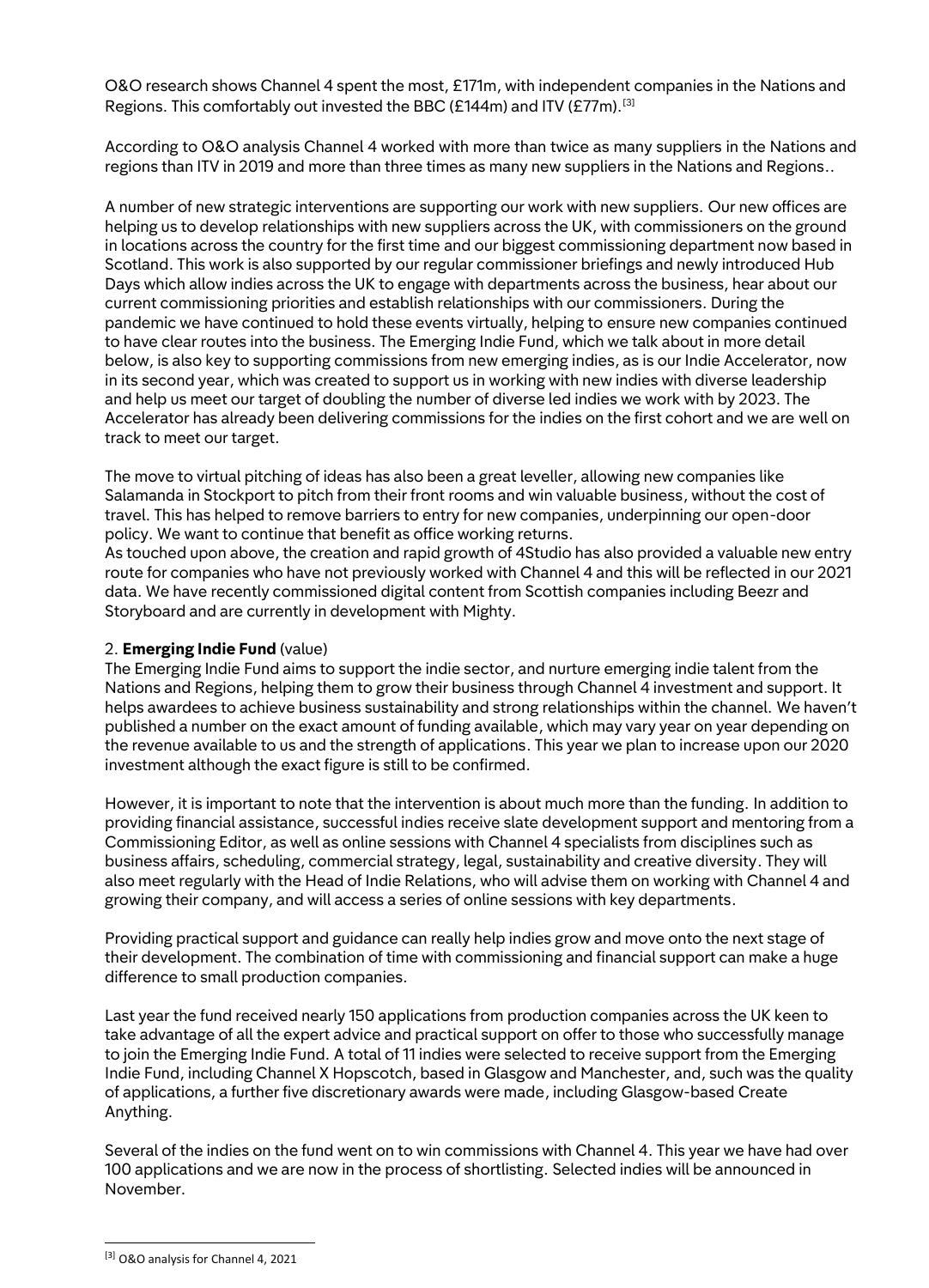O&O research shows Channel 4 spent the most, £171m, with independent companies in the Nations and Regions. This comfortably out invested the BBC (£144m) and ITV (£77m).[3]

According to O&O analysis Channel 4 worked with more than twice as many suppliers in the Nations and regions than ITV in 2019 and more than three times as many new suppliers in the Nations and Regions..

A number of new strategic interventions are supporting our work with new suppliers. Our new offices are helping us to develop relationships with new suppliers across the UK, with commissioners on the ground in locations across the country for the first time and our biggest commissioning department now based in Scotland. This work is also supported by our regular commissioner briefings and newly introduced Hub Days which allow indies across the UK to engage with departments across the business, hear about our current commissioning priorities and establish relationships with our commissioners. During the pandemic we have continued to hold these events virtually, helping to ensure new companies continued to have clear routes into the business. The Emerging Indie Fund, which we talk about in more detail below, is also key to supporting commissions from new emerging indies, as is our Indie Accelerator, now in its second year, which was created to support us in working with new indies with diverse leadership and help us meet our target of doubling the number of diverse led indies we work with by 2023. The Accelerator has already been delivering commissions for the indies on the first cohort and we are well on track to meet our target.

The move to virtual pitching of ideas has also been a great leveller, allowing new companies like Salamanda in Stockport to pitch from their front rooms and win valuable business, without the cost of travel. This has helped to remove barriers to entry for new companies, underpinning our open-door policy. We want to continue that benefit as office working returns.
As touched upon above, the creation and rapid growth of 4Studio has also provided a valuable new entry route for companies who have not previously worked with Channel 4 and this will be reflected in our 2021 data. We have recently commissioned digital content from Scottish companies including Beezr and Storyboard and are currently in development with Mighty.

2. **Emerging Indie Fund** (value)
The Emerging Indie Fund aims to support the indie sector, and nurture emerging indie talent from the Nations and Regions, helping them to grow their business through Channel 4 investment and support. It helps awardees to achieve business sustainability and strong relationships within the channel. We haven't published a number on the exact amount of funding available, which may vary year on year depending on the revenue available to us and the strength of applications. This year we plan to increase upon our 2020 investment although the exact figure is still to be confirmed.

However, it is important to note that the intervention is about much more than the funding. In addition to providing financial assistance, successful indies receive slate development support and mentoring from a Commissioning Editor, as well as online sessions with Channel 4 specialists from disciplines such as business affairs, scheduling, commercial strategy, legal, sustainability and creative diversity. They will also meet regularly with the Head of Indie Relations, who will advise them on working with Channel 4 and growing their company, and will access a series of online sessions with key departments.

Providing practical support and guidance can really help indies grow and move onto the next stage of their development. The combination of time with commissioning and financial support can make a huge difference to small production companies.

Last year the fund received nearly 150 applications from production companies across the UK keen to take advantage of all the expert advice and practical support on offer to those who successfully manage to join the Emerging Indie Fund. A total of 11 indies were selected to receive support from the Emerging Indie Fund, including Channel X Hopscotch, based in Glasgow and Manchester, and, such was the quality of applications, a further five discretionary awards were made, including Glasgow-based Create Anything.

Several of the indies on the fund went on to win commissions with Channel 4. This year we have had over 100 applications and we are now in the process of shortlisting. Selected indies will be announced in November.

[3] O&O analysis for Channel 4, 2021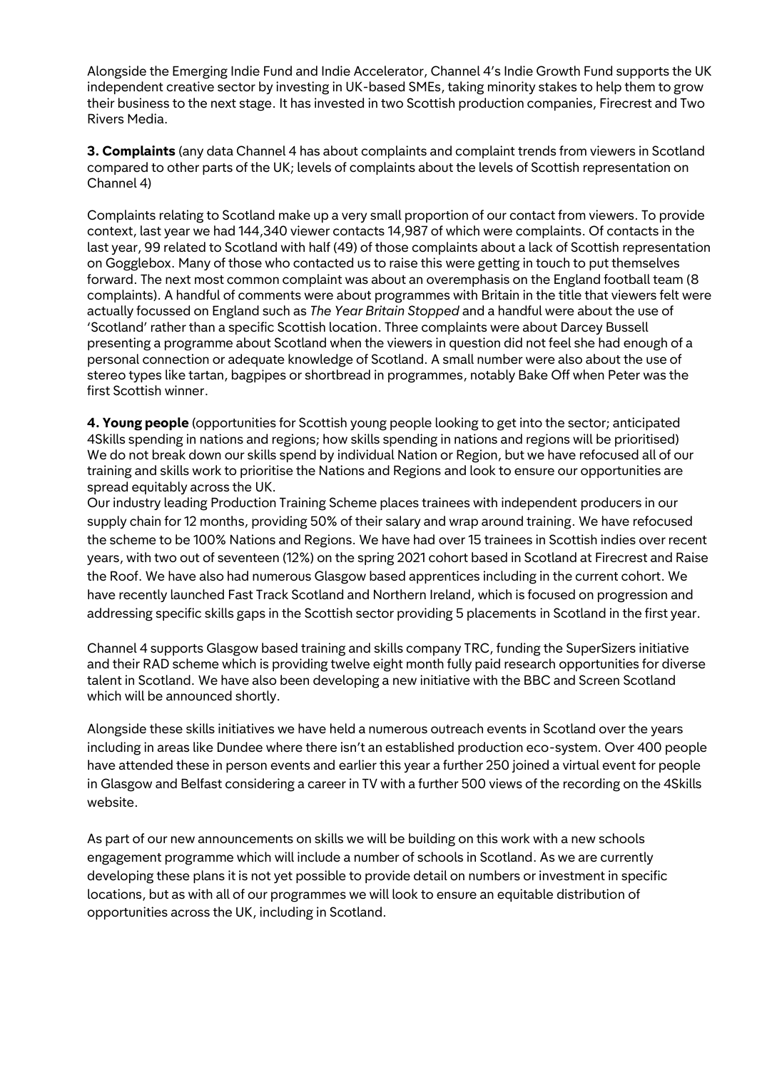Alongside the Emerging Indie Fund and Indie Accelerator, Channel 4's Indie Growth Fund supports the UK independent creative sector by investing in UK-based SMEs, taking minority stakes to help them to grow their business to the next stage. It has invested in two Scottish production companies, Firecrest and Two Rivers Media.

**3. Complaints** (any data Channel 4 has about complaints and complaint trends from viewers in Scotland compared to other parts of the UK; levels of complaints about the levels of Scottish representation on Channel 4)

Complaints relating to Scotland make up a very small proportion of our contact from viewers. To provide context, last year we had 144,340 viewer contacts 14,987 of which were complaints. Of contacts in the last year, 99 related to Scotland with half (49) of those complaints about a lack of Scottish representation on Gogglebox. Many of those who contacted us to raise this were getting in touch to put themselves forward. The next most common complaint was about an overemphasis on the England football team (8 complaints). A handful of comments were about programmes with Britain in the title that viewers felt were actually focussed on England such as *The Year Britain Stopped* and a handful were about the use of 'Scotland' rather than a specific Scottish location. Three complaints were about Darcey Bussell presenting a programme about Scotland when the viewers in question did not feel she had enough of a personal connection or adequate knowledge of Scotland. A small number were also about the use of stereo types like tartan, bagpipes or shortbread in programmes, notably Bake Off when Peter was the first Scottish winner.

**4. Young people** (opportunities for Scottish young people looking to get into the sector; anticipated 4Skills spending in nations and regions; how skills spending in nations and regions will be prioritised)
We do not break down our skills spend by individual Nation or Region, but we have refocused all of our training and skills work to prioritise the Nations and Regions and look to ensure our opportunities are spread equitably across the UK.
Our industry leading Production Training Scheme places trainees with independent producers in our supply chain for 12 months, providing 50% of their salary and wrap around training. We have refocused the scheme to be 100% Nations and Regions. We have had over 15 trainees in Scottish indies over recent years, with two out of seventeen (12%) on the spring 2021 cohort based in Scotland at Firecrest and Raise the Roof. We have also had numerous Glasgow based apprentices including in the current cohort. We have recently launched Fast Track Scotland and Northern Ireland, which is focused on progression and addressing specific skills gaps in the Scottish sector providing 5 placements in Scotland in the first year.

Channel 4 supports Glasgow based training and skills company TRC, funding the SuperSizers initiative and their RAD scheme which is providing twelve eight month fully paid research opportunities for diverse talent in Scotland. We have also been developing a new initiative with the BBC and Screen Scotland which will be announced shortly.

Alongside these skills initiatives we have held a numerous outreach events in Scotland over the years including in areas like Dundee where there isn't an established production eco-system. Over 400 people have attended these in person events and earlier this year a further 250 joined a virtual event for people in Glasgow and Belfast considering a career in TV with a further 500 views of the recording on the 4Skills website.

As part of our new announcements on skills we will be building on this work with a new schools engagement programme which will include a number of schools in Scotland. As we are currently developing these plans it is not yet possible to provide detail on numbers or investment in specific locations, but as with all of our programmes we will look to ensure an equitable distribution of opportunities across the UK, including in Scotland.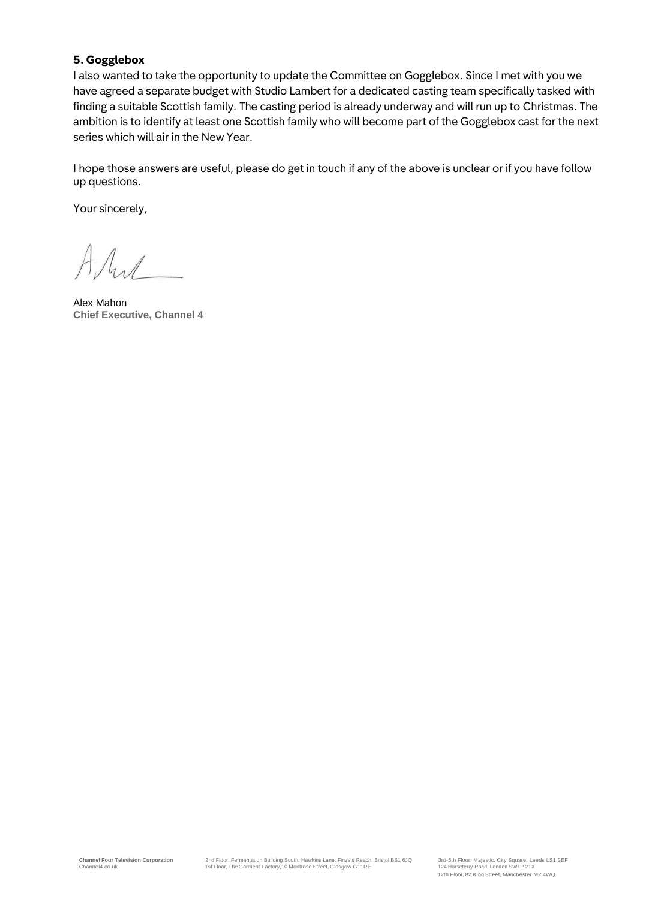**5. Gogglebox**

I also wanted to take the opportunity to update the Committee on Gogglebox. Since I met with you we have agreed a separate budget with Studio Lambert for a dedicated casting team specifically tasked with finding a suitable Scottish family. The casting period is already underway and will run up to Christmas. The ambition is to identify at least one Scottish family who will become part of the Gogglebox cast for the next series which will air in the New Year.

I hope those answers are useful, please do get in touch if any of the above is unclear or if you have follow up questions.

Your sincerely,

Alex Mahon
**Chief Executive, Channel 4**

**Channel Four Television Corporation**
Channel4.co.uk

2nd Floor, Fermentation Building South, Hawkins Lane, Finzels Reach, Bristol BS1 6JQ
1st Floor, The Garment Factory, 10 Montrose Street, Glasgow G11RE

3rd-5th Floor, Majestic, City Square, Leeds LS1 2EF
124 Horseferry Road, London SW1P 2TX
12th Floor, 82 King Street, Manchester M2 4WQ